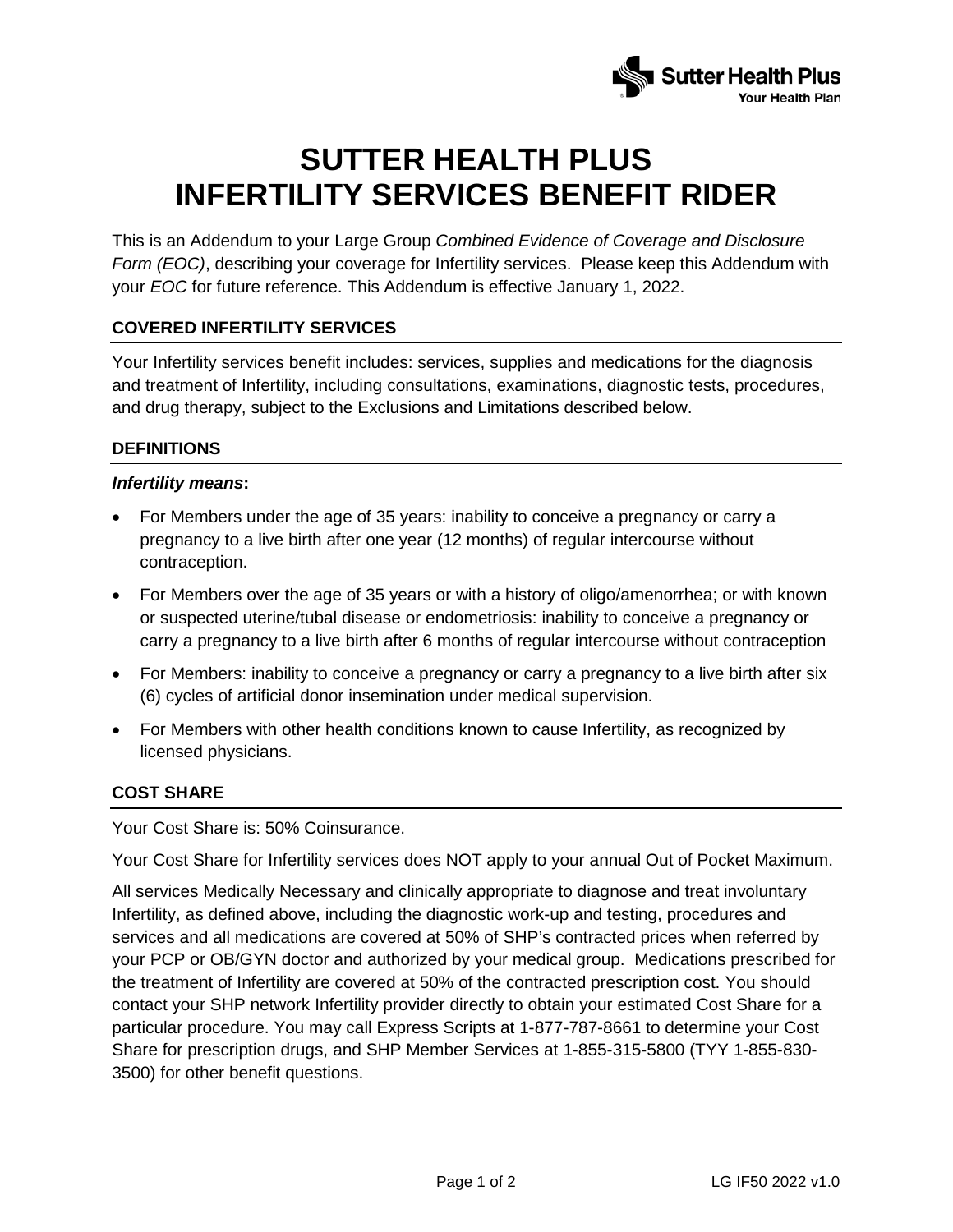# SUTTER HEALTH PLUS INFERTILITY SERVICES BENEFIT RIDER

This is an Addendum to your Large Group *Combined Evidence of Coverage and Disclosure Form (EOC)*, describing your coverage for Infertility services. Please keep this Addendum with your *EOC* for future reference. This Addendum is effective January 1, 2022.

## COVERED INFERTILITY SERVICES

Your Infertility services benefit includes: services, supplies and medications for the diagnosis and treatment of Infertility, including consultations, examinations, diagnostic tests, procedures, and drug therapy, subject to the Exclusions and Limitations described below.

## DEFINITIONS

***Infertility means*:**

- For Members under the age of 35 years: inability to conceive a pregnancy or carry a pregnancy to a live birth after one year (12 months) of regular intercourse without contraception.
- For Members over the age of 35 years or with a history of oligo/amenorrhea; or with known or suspected uterine/tubal disease or endometriosis: inability to conceive a pregnancy or carry a pregnancy to a live birth after 6 months of regular intercourse without contraception
- For Members: inability to conceive a pregnancy or carry a pregnancy to a live birth after six (6) cycles of artificial donor insemination under medical supervision.
- For Members with other health conditions known to cause Infertility, as recognized by licensed physicians.

## COST SHARE

Your Cost Share is: 50% Coinsurance.

Your Cost Share for Infertility services does NOT apply to your annual Out of Pocket Maximum.

All services Medically Necessary and clinically appropriate to diagnose and treat involuntary Infertility, as defined above, including the diagnostic work-up and testing, procedures and services and all medications are covered at 50% of SHP's contracted prices when referred by your PCP or OB/GYN doctor and authorized by your medical group. Medications prescribed for the treatment of Infertility are covered at 50% of the contracted prescription cost. You should contact your SHP network Infertility provider directly to obtain your estimated Cost Share for a particular procedure. You may call Express Scripts at 1-877-787-8661 to determine your Cost Share for prescription drugs, and SHP Member Services at 1-855-315-5800 (TYY 1-855-830-3500) for other benefit questions.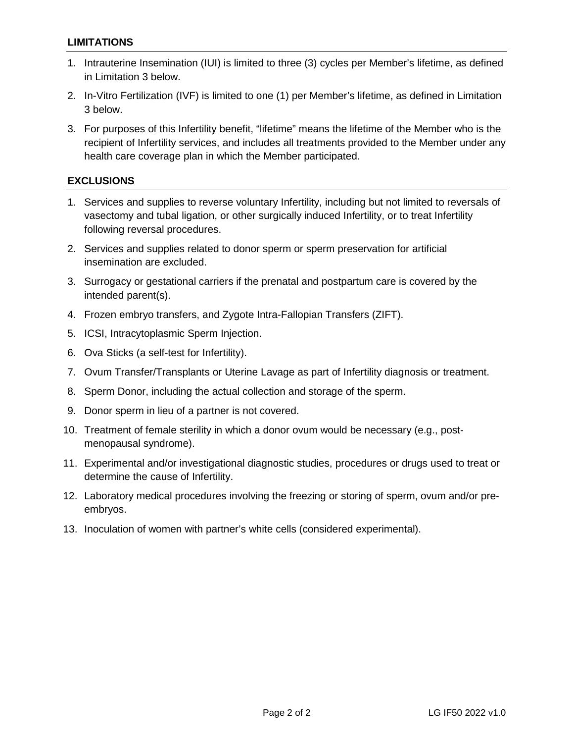## LIMITATIONS

1. Intrauterine Insemination (IUI) is limited to three (3) cycles per Member's lifetime, as defined in Limitation 3 below.
2. In-Vitro Fertilization (IVF) is limited to one (1) per Member's lifetime, as defined in Limitation 3 below.
3. For purposes of this Infertility benefit, "lifetime" means the lifetime of the Member who is the recipient of Infertility services, and includes all treatments provided to the Member under any health care coverage plan in which the Member participated.

## EXCLUSIONS

1. Services and supplies to reverse voluntary Infertility, including but not limited to reversals of vasectomy and tubal ligation, or other surgically induced Infertility, or to treat Infertility following reversal procedures.
2. Services and supplies related to donor sperm or sperm preservation for artificial insemination are excluded.
3. Surrogacy or gestational carriers if the prenatal and postpartum care is covered by the intended parent(s).
4. Frozen embryo transfers, and Zygote Intra-Fallopian Transfers (ZIFT).
5. ICSI, Intracytoplasmic Sperm Injection.
6. Ova Sticks (a self-test for Infertility).
7. Ovum Transfer/Transplants or Uterine Lavage as part of Infertility diagnosis or treatment.
8. Sperm Donor, including the actual collection and storage of the sperm.
9. Donor sperm in lieu of a partner is not covered.
10. Treatment of female sterility in which a donor ovum would be necessary (e.g., post-menopausal syndrome).
11. Experimental and/or investigational diagnostic studies, procedures or drugs used to treat or determine the cause of Infertility.
12. Laboratory medical procedures involving the freezing or storing of sperm, ovum and/or pre-embryos.
13. Inoculation of women with partner's white cells (considered experimental).

LG IF50 2022 v1.0